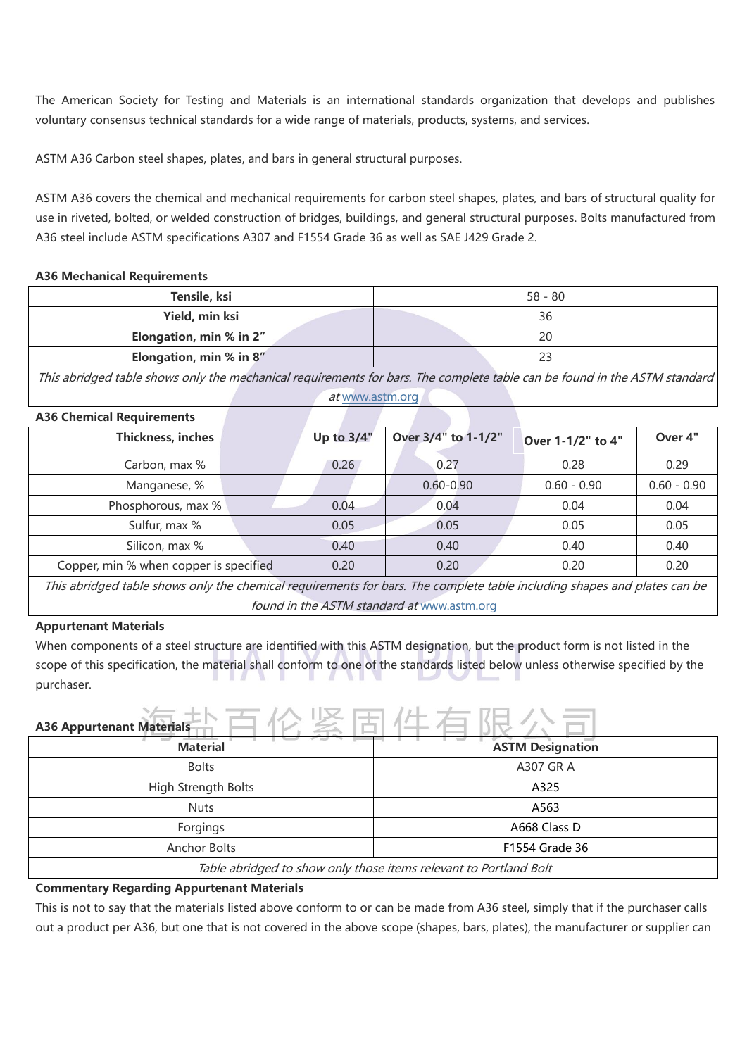The American Society for Testing and Materials is an international standards organization that develops and publishes voluntary consensus technical standards for a wide range of materials, products, systems, and services.

ASTM A36 Carbon steel shapes, plates, and bars in general structural purposes.

ASTM A36 covers the chemical and mechanical requirements for carbon steel shapes, plates, and bars of structural quality for use in riveted, bolted, or welded construction of bridges, buildings, and general structural purposes. Bolts manufactured from A36 steel include ASTM specifications A307 and F1554 Grade 36 as well as SAE J429 Grade 2.

**A36 Mechanical Requirements**

| | |
|---|---|
| **Tensile, ksi** | 58 - 80 |
| **Yield, min ksi** | 36 |
| **Elongation, min % in 2"** | 20 |
| **Elongation, min % in 8"** | 23 |

*This abridged table shows only the mechanical requirements for bars. The complete table can be found in the ASTM standard at* www.astm.org

**A36 Chemical Requirements**

| Thickness, inches | Up to 3/4" | Over 3/4" to 1-1/2" | Over 1-1/2" to 4" | Over 4" |
|---|---|---|---|---|
| Carbon, max % | 0.26 | 0.27 | 0.28 | 0.29 |
| Manganese, % | | 0.60-0.90 | 0.60 - 0.90 | 0.60 - 0.90 |
| Phosphorous, max % | 0.04 | 0.04 | 0.04 | 0.04 |
| Sulfur, max % | 0.05 | 0.05 | 0.05 | 0.05 |
| Silicon, max % | 0.40 | 0.40 | 0.40 | 0.40 |
| Copper, min % when copper is specified | 0.20 | 0.20 | 0.20 | 0.20 |

*This abridged table shows only the chemical requirements for bars. The complete table including shapes and plates can be found in the ASTM standard at* www.astm.org

**Appurtenant Materials**

When components of a steel structure are identified with this ASTM designation, but the product form is not listed in the scope of this specification, the material shall conform to one of the standards listed below unless otherwise specified by the purchaser.

**A36 Appurtenant Materials**

| Material | ASTM Designation |
|---|---|
| Bolts | A307 GR A |
| High Strength Bolts | A325 |
| Nuts | A563 |
| Forgings | A668 Class D |
| Anchor Bolts | F1554 Grade 36 |

*Table abridged to show only those items relevant to Portland Bolt*

**Commentary Regarding Appurtenant Materials**

This is not to say that the materials listed above conform to or can be made from A36 steel, simply that if the purchaser calls out a product per A36, but one that is not covered in the above scope (shapes, bars, plates), the manufacturer or supplier can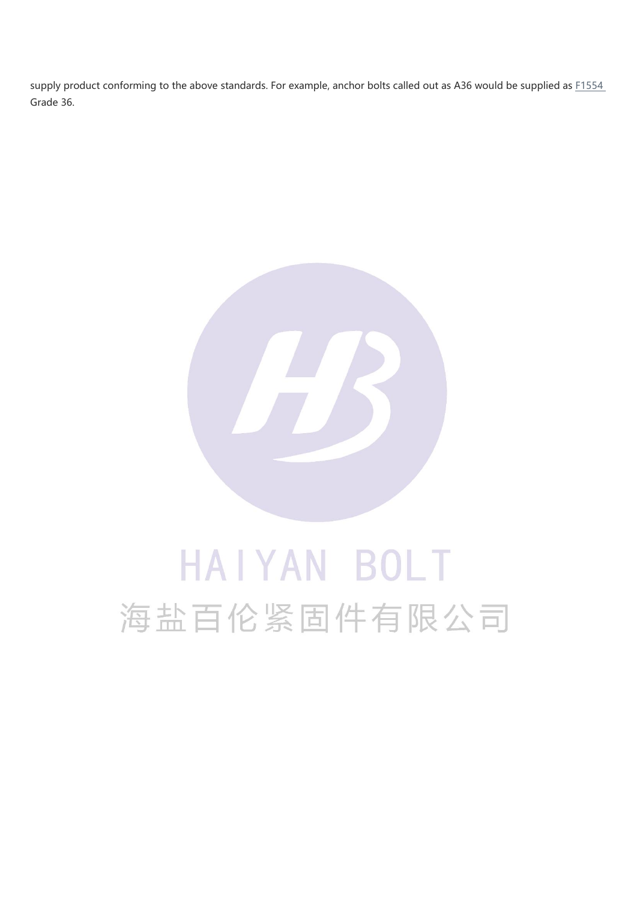supply product conforming to the above standards. For example, anchor bolts called out as A36 would be supplied as F1554 Grade 36.